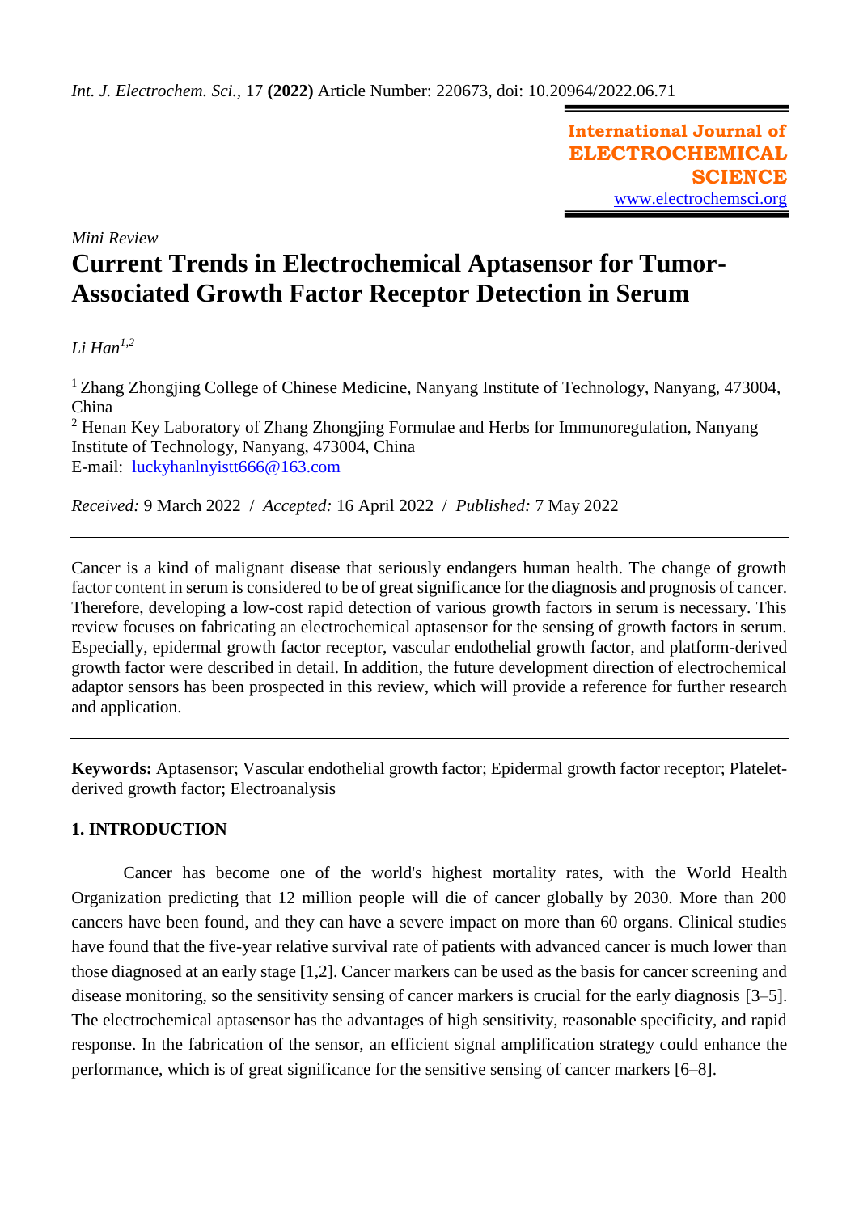*Int. J. Electrochem. Sci.*, 17 **(2022)** Article Number: 220673, doi: 10.20964/2022.06.71

**International Journal of ELECTROCHEMICAL SCIENCE**
www.electrochemsci.org

*Mini Review*

# Current Trends in Electrochemical Aptasensor for Tumor-Associated Growth Factor Receptor Detection in Serum

*Li Han*[1,2]

[1] Zhang Zhongjing College of Chinese Medicine, Nanyang Institute of Technology, Nanyang, 473004, China
[2] Henan Key Laboratory of Zhang Zhongjing Formulae and Herbs for Immunoregulation, Nanyang Institute of Technology, Nanyang, 473004, China
E-mail: luckyhanlnyistt666@163.com

*Received:* 9 March 2022 / *Accepted:* 16 April 2022 / *Published:* 7 May 2022

---

Cancer is a kind of malignant disease that seriously endangers human health. The change of growth factor content in serum is considered to be of great significance for the diagnosis and prognosis of cancer. Therefore, developing a low-cost rapid detection of various growth factors in serum is necessary. This review focuses on fabricating an electrochemical aptasensor for the sensing of growth factors in serum. Especially, epidermal growth factor receptor, vascular endothelial growth factor, and platform-derived growth factor were described in detail. In addition, the future development direction of electrochemical adaptor sensors has been prospected in this review, which will provide a reference for further research and application.

---

**Keywords:** Aptasensor; Vascular endothelial growth factor; Epidermal growth factor receptor; Platelet-derived growth factor; Electroanalysis

## 1. INTRODUCTION

Cancer has become one of the world's highest mortality rates, with the World Health Organization predicting that 12 million people will die of cancer globally by 2030. More than 200 cancers have been found, and they can have a severe impact on more than 60 organs. Clinical studies have found that the five-year relative survival rate of patients with advanced cancer is much lower than those diagnosed at an early stage [1,2]. Cancer markers can be used as the basis for cancer screening and disease monitoring, so the sensitivity sensing of cancer markers is crucial for the early diagnosis [3–5]. The electrochemical aptasensor has the advantages of high sensitivity, reasonable specificity, and rapid response. In the fabrication of the sensor, an efficient signal amplification strategy could enhance the performance, which is of great significance for the sensitive sensing of cancer markers [6–8].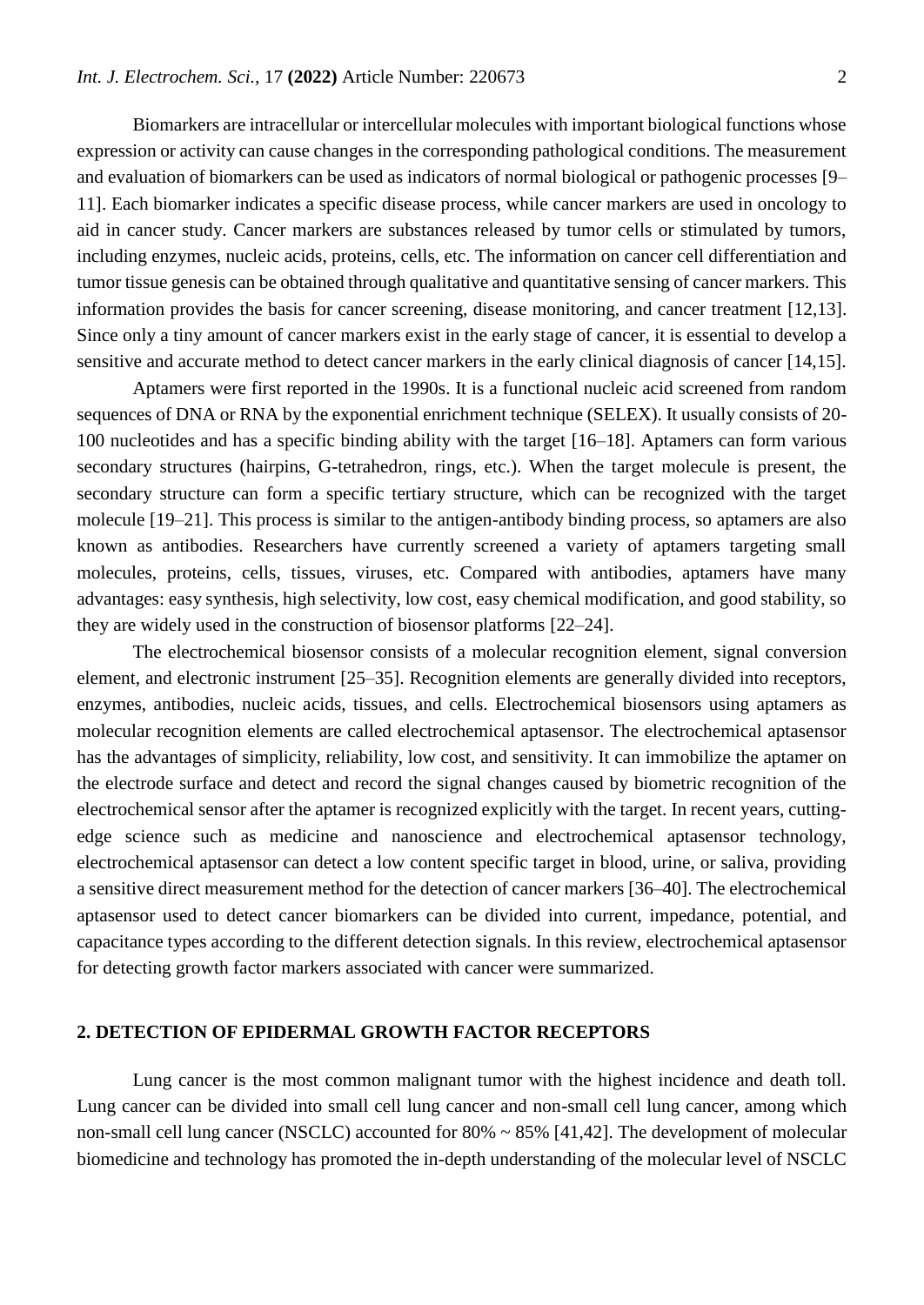Biomarkers are intracellular or intercellular molecules with important biological functions whose expression or activity can cause changes in the corresponding pathological conditions. The measurement and evaluation of biomarkers can be used as indicators of normal biological or pathogenic processes [9–11]. Each biomarker indicates a specific disease process, while cancer markers are used in oncology to aid in cancer study. Cancer markers are substances released by tumor cells or stimulated by tumors, including enzymes, nucleic acids, proteins, cells, etc. The information on cancer cell differentiation and tumor tissue genesis can be obtained through qualitative and quantitative sensing of cancer markers. This information provides the basis for cancer screening, disease monitoring, and cancer treatment [12,13]. Since only a tiny amount of cancer markers exist in the early stage of cancer, it is essential to develop a sensitive and accurate method to detect cancer markers in the early clinical diagnosis of cancer [14,15].

Aptamers were first reported in the 1990s. It is a functional nucleic acid screened from random sequences of DNA or RNA by the exponential enrichment technique (SELEX). It usually consists of 20-100 nucleotides and has a specific binding ability with the target [16–18]. Aptamers can form various secondary structures (hairpins, G-tetrahedron, rings, etc.). When the target molecule is present, the secondary structure can form a specific tertiary structure, which can be recognized with the target molecule [19–21]. This process is similar to the antigen-antibody binding process, so aptamers are also known as antibodies. Researchers have currently screened a variety of aptamers targeting small molecules, proteins, cells, tissues, viruses, etc. Compared with antibodies, aptamers have many advantages: easy synthesis, high selectivity, low cost, easy chemical modification, and good stability, so they are widely used in the construction of biosensor platforms [22–24].

The electrochemical biosensor consists of a molecular recognition element, signal conversion element, and electronic instrument [25–35]. Recognition elements are generally divided into receptors, enzymes, antibodies, nucleic acids, tissues, and cells. Electrochemical biosensors using aptamers as molecular recognition elements are called electrochemical aptasensor. The electrochemical aptasensor has the advantages of simplicity, reliability, low cost, and sensitivity. It can immobilize the aptamer on the electrode surface and detect and record the signal changes caused by biometric recognition of the electrochemical sensor after the aptamer is recognized explicitly with the target. In recent years, cutting-edge science such as medicine and nanoscience and electrochemical aptasensor technology, electrochemical aptasensor can detect a low content specific target in blood, urine, or saliva, providing a sensitive direct measurement method for the detection of cancer markers [36–40]. The electrochemical aptasensor used to detect cancer biomarkers can be divided into current, impedance, potential, and capacitance types according to the different detection signals. In this review, electrochemical aptasensor for detecting growth factor markers associated with cancer were summarized.

## 2. DETECTION OF EPIDERMAL GROWTH FACTOR RECEPTORS

Lung cancer is the most common malignant tumor with the highest incidence and death toll. Lung cancer can be divided into small cell lung cancer and non-small cell lung cancer, among which non-small cell lung cancer (NSCLC) accounted for 80% ~ 85% [41,42]. The development of molecular biomedicine and technology has promoted the in-depth understanding of the molecular level of NSCLC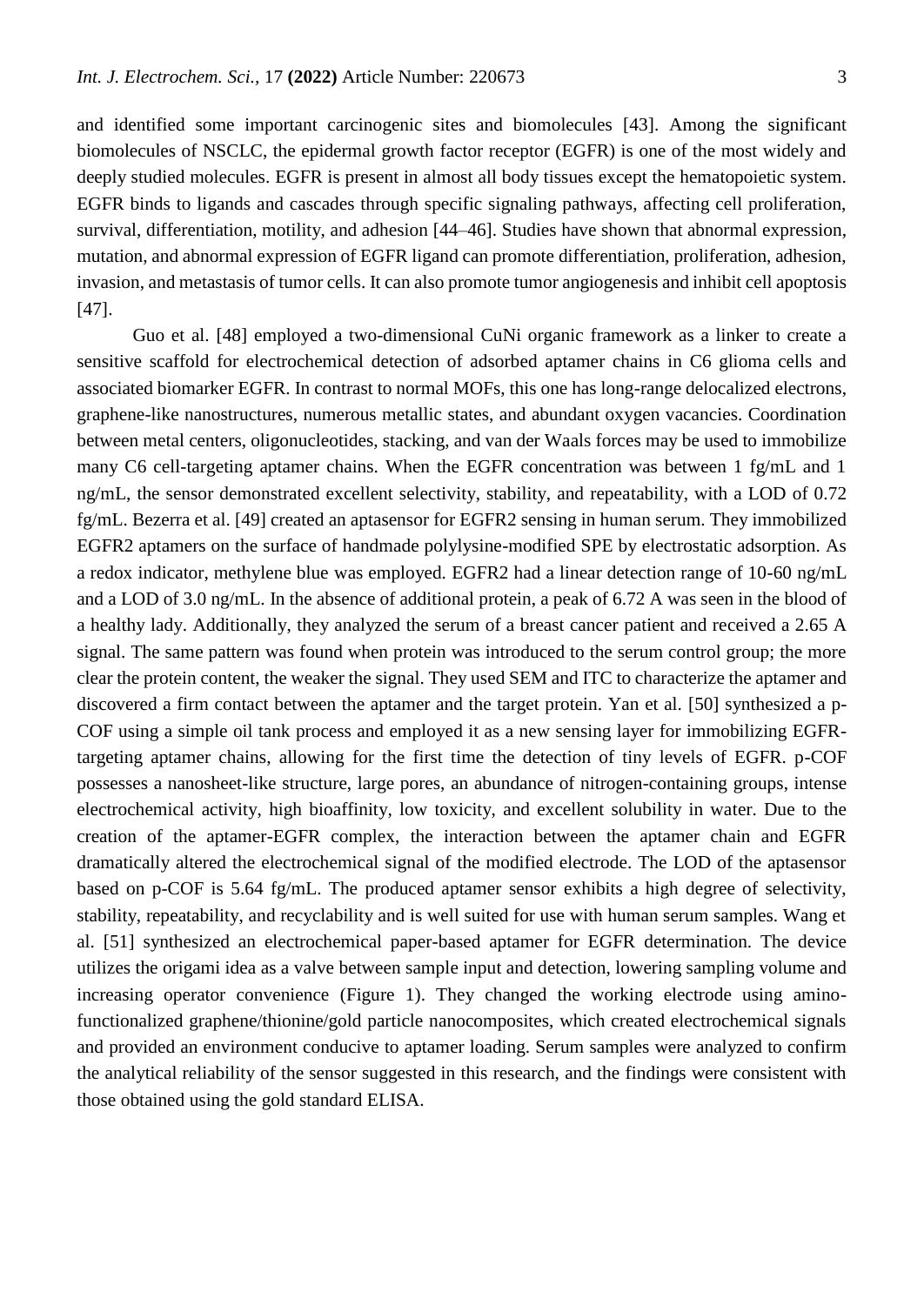and identified some important carcinogenic sites and biomolecules [43]. Among the significant biomolecules of NSCLC, the epidermal growth factor receptor (EGFR) is one of the most widely and deeply studied molecules. EGFR is present in almost all body tissues except the hematopoietic system. EGFR binds to ligands and cascades through specific signaling pathways, affecting cell proliferation, survival, differentiation, motility, and adhesion [44–46]. Studies have shown that abnormal expression, mutation, and abnormal expression of EGFR ligand can promote differentiation, proliferation, adhesion, invasion, and metastasis of tumor cells. It can also promote tumor angiogenesis and inhibit cell apoptosis [47].

Guo et al. [48] employed a two-dimensional CuNi organic framework as a linker to create a sensitive scaffold for electrochemical detection of adsorbed aptamer chains in C6 glioma cells and associated biomarker EGFR. In contrast to normal MOFs, this one has long-range delocalized electrons, graphene-like nanostructures, numerous metallic states, and abundant oxygen vacancies. Coordination between metal centers, oligonucleotides, stacking, and van der Waals forces may be used to immobilize many C6 cell-targeting aptamer chains. When the EGFR concentration was between 1 fg/mL and 1 ng/mL, the sensor demonstrated excellent selectivity, stability, and repeatability, with a LOD of 0.72 fg/mL. Bezerra et al. [49] created an aptasensor for EGFR2 sensing in human serum. They immobilized EGFR2 aptamers on the surface of handmade polylysine-modified SPE by electrostatic adsorption. As a redox indicator, methylene blue was employed. EGFR2 had a linear detection range of 10-60 ng/mL and a LOD of 3.0 ng/mL. In the absence of additional protein, a peak of 6.72 A was seen in the blood of a healthy lady. Additionally, they analyzed the serum of a breast cancer patient and received a 2.65 A signal. The same pattern was found when protein was introduced to the serum control group; the more clear the protein content, the weaker the signal. They used SEM and ITC to characterize the aptamer and discovered a firm contact between the aptamer and the target protein. Yan et al. [50] synthesized a p-COF using a simple oil tank process and employed it as a new sensing layer for immobilizing EGFR-targeting aptamer chains, allowing for the first time the detection of tiny levels of EGFR. p-COF possesses a nanosheet-like structure, large pores, an abundance of nitrogen-containing groups, intense electrochemical activity, high bioaffinity, low toxicity, and excellent solubility in water. Due to the creation of the aptamer-EGFR complex, the interaction between the aptamer chain and EGFR dramatically altered the electrochemical signal of the modified electrode. The LOD of the aptasensor based on p-COF is 5.64 fg/mL. The produced aptamer sensor exhibits a high degree of selectivity, stability, repeatability, and recyclability and is well suited for use with human serum samples. Wang et al. [51] synthesized an electrochemical paper-based aptamer for EGFR determination. The device utilizes the origami idea as a valve between sample input and detection, lowering sampling volume and increasing operator convenience (Figure 1). They changed the working electrode using amino-functionalized graphene/thionine/gold particle nanocomposites, which created electrochemical signals and provided an environment conducive to aptamer loading. Serum samples were analyzed to confirm the analytical reliability of the sensor suggested in this research, and the findings were consistent with those obtained using the gold standard ELISA.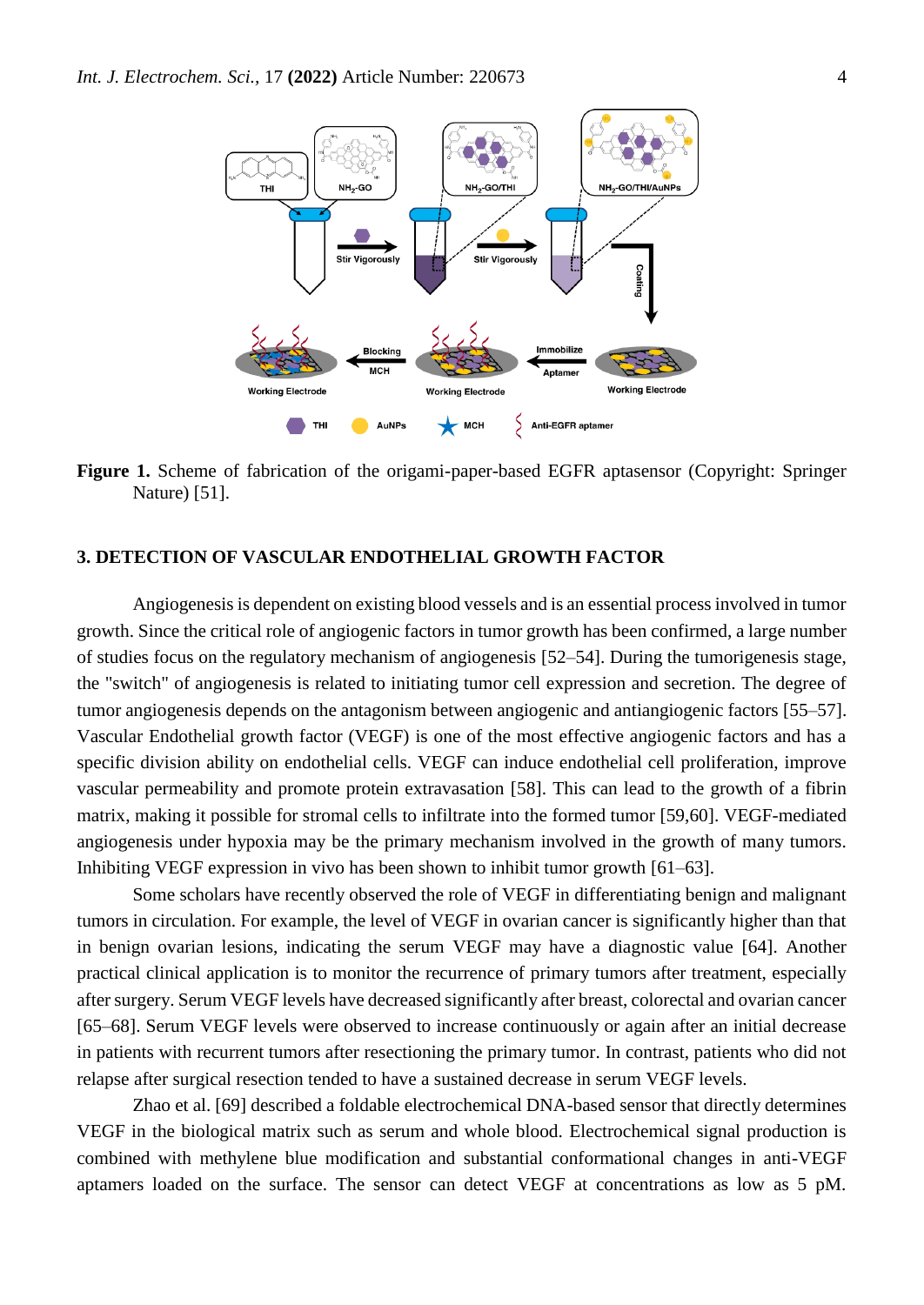**Figure 1.** Scheme of fabrication of the origami-paper-based EGFR aptasensor (Copyright: Springer Nature) [51].

## 3. DETECTION OF VASCULAR ENDOTHELIAL GROWTH FACTOR

Angiogenesis is dependent on existing blood vessels and is an essential process involved in tumor growth. Since the critical role of angiogenic factors in tumor growth has been confirmed, a large number of studies focus on the regulatory mechanism of angiogenesis [52–54]. During the tumorigenesis stage, the "switch" of angiogenesis is related to initiating tumor cell expression and secretion. The degree of tumor angiogenesis depends on the antagonism between angiogenic and antiangiogenic factors [55–57]. Vascular Endothelial growth factor (VEGF) is one of the most effective angiogenic factors and has a specific division ability on endothelial cells. VEGF can induce endothelial cell proliferation, improve vascular permeability and promote protein extravasation [58]. This can lead to the growth of a fibrin matrix, making it possible for stromal cells to infiltrate into the formed tumor [59,60]. VEGF-mediated angiogenesis under hypoxia may be the primary mechanism involved in the growth of many tumors. Inhibiting VEGF expression in vivo has been shown to inhibit tumor growth [61–63].

Some scholars have recently observed the role of VEGF in differentiating benign and malignant tumors in circulation. For example, the level of VEGF in ovarian cancer is significantly higher than that in benign ovarian lesions, indicating the serum VEGF may have a diagnostic value [64]. Another practical clinical application is to monitor the recurrence of primary tumors after treatment, especially after surgery. Serum VEGF levels have decreased significantly after breast, colorectal and ovarian cancer [65–68]. Serum VEGF levels were observed to increase continuously or again after an initial decrease in patients with recurrent tumors after resectioning the primary tumor. In contrast, patients who did not relapse after surgical resection tended to have a sustained decrease in serum VEGF levels.

Zhao et al. [69] described a foldable electrochemical DNA-based sensor that directly determines VEGF in the biological matrix such as serum and whole blood. Electrochemical signal production is combined with methylene blue modification and substantial conformational changes in anti-VEGF aptamers loaded on the surface. The sensor can detect VEGF at concentrations as low as 5 pM.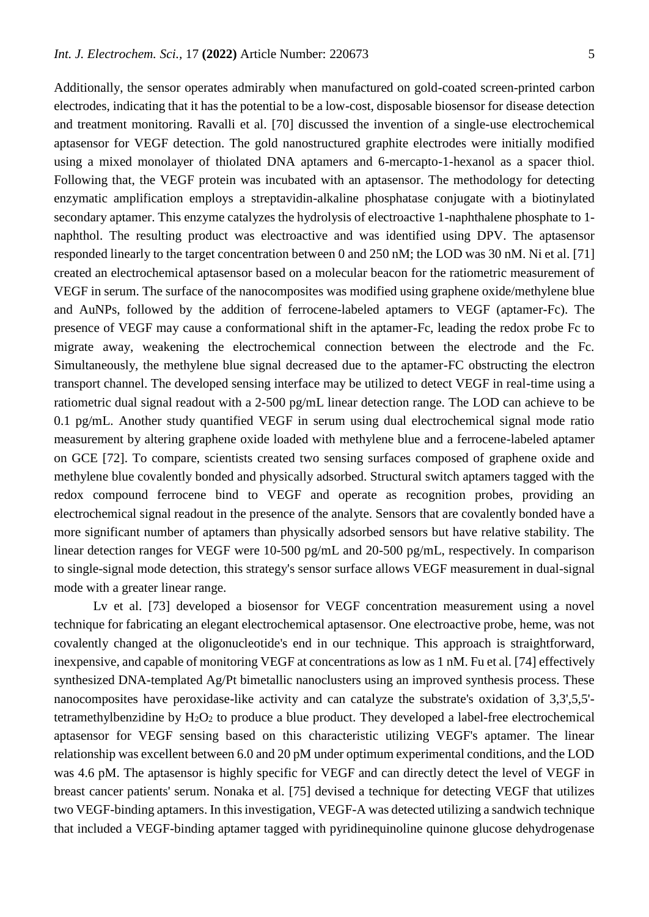Additionally, the sensor operates admirably when manufactured on gold-coated screen-printed carbon electrodes, indicating that it has the potential to be a low-cost, disposable biosensor for disease detection and treatment monitoring. Ravalli et al. [70] discussed the invention of a single-use electrochemical aptasensor for VEGF detection. The gold nanostructured graphite electrodes were initially modified using a mixed monolayer of thiolated DNA aptamers and 6-mercapto-1-hexanol as a spacer thiol. Following that, the VEGF protein was incubated with an aptasensor. The methodology for detecting enzymatic amplification employs a streptavidin-alkaline phosphatase conjugate with a biotinylated secondary aptamer. This enzyme catalyzes the hydrolysis of electroactive 1-naphthalene phosphate to 1-naphthol. The resulting product was electroactive and was identified using DPV. The aptasensor responded linearly to the target concentration between 0 and 250 nM; the LOD was 30 nM. Ni et al. [71] created an electrochemical aptasensor based on a molecular beacon for the ratiometric measurement of VEGF in serum. The surface of the nanocomposites was modified using graphene oxide/methylene blue and AuNPs, followed by the addition of ferrocene-labeled aptamers to VEGF (aptamer-Fc). The presence of VEGF may cause a conformational shift in the aptamer-Fc, leading the redox probe Fc to migrate away, weakening the electrochemical connection between the electrode and the Fc. Simultaneously, the methylene blue signal decreased due to the aptamer-FC obstructing the electron transport channel. The developed sensing interface may be utilized to detect VEGF in real-time using a ratiometric dual signal readout with a 2-500 pg/mL linear detection range. The LOD can achieve to be 0.1 pg/mL. Another study quantified VEGF in serum using dual electrochemical signal mode ratio measurement by altering graphene oxide loaded with methylene blue and a ferrocene-labeled aptamer on GCE [72]. To compare, scientists created two sensing surfaces composed of graphene oxide and methylene blue covalently bonded and physically adsorbed. Structural switch aptamers tagged with the redox compound ferrocene bind to VEGF and operate as recognition probes, providing an electrochemical signal readout in the presence of the analyte. Sensors that are covalently bonded have a more significant number of aptamers than physically adsorbed sensors but have relative stability. The linear detection ranges for VEGF were 10-500 pg/mL and 20-500 pg/mL, respectively. In comparison to single-signal mode detection, this strategy's sensor surface allows VEGF measurement in dual-signal mode with a greater linear range.

Lv et al. [73] developed a biosensor for VEGF concentration measurement using a novel technique for fabricating an elegant electrochemical aptasensor. One electroactive probe, heme, was not covalently changed at the oligonucleotide's end in our technique. This approach is straightforward, inexpensive, and capable of monitoring VEGF at concentrations as low as 1 nM. Fu et al. [74] effectively synthesized DNA-templated Ag/Pt bimetallic nanoclusters using an improved synthesis process. These nanocomposites have peroxidase-like activity and can catalyze the substrate's oxidation of 3,3',5,5'-tetramethylbenzidine by $H_2O_2$ to produce a blue product. They developed a label-free electrochemical aptasensor for VEGF sensing based on this characteristic utilizing VEGF's aptamer. The linear relationship was excellent between 6.0 and 20 pM under optimum experimental conditions, and the LOD was 4.6 pM. The aptasensor is highly specific for VEGF and can directly detect the level of VEGF in breast cancer patients' serum. Nonaka et al. [75] devised a technique for detecting VEGF that utilizes two VEGF-binding aptamers. In this investigation, VEGF-A was detected utilizing a sandwich technique that included a VEGF-binding aptamer tagged with pyridinequinoline quinone glucose dehydrogenase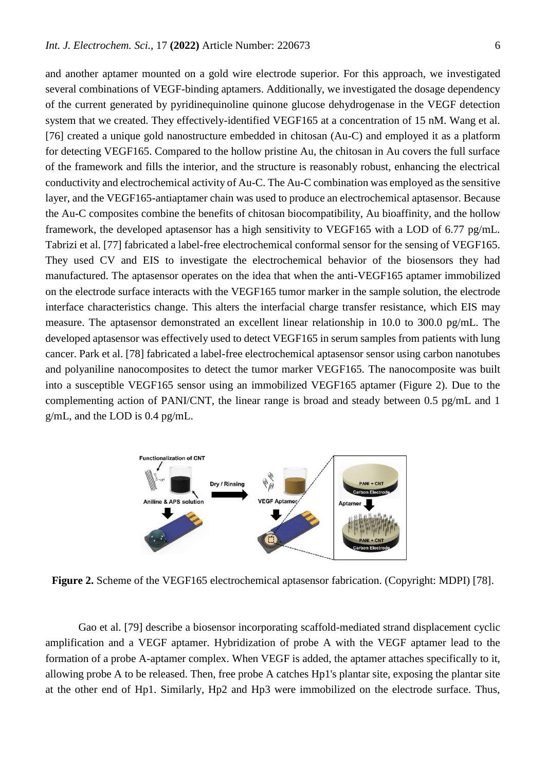and another aptamer mounted on a gold wire electrode superior. For this approach, we investigated several combinations of VEGF-binding aptamers. Additionally, we investigated the dosage dependency of the current generated by pyridinequinoline quinone glucose dehydrogenase in the VEGF detection system that we created. They effectively-identified VEGF165 at a concentration of 15 nM. Wang et al. [76] created a unique gold nanostructure embedded in chitosan (Au-C) and employed it as a platform for detecting VEGF165. Compared to the hollow pristine Au, the chitosan in Au covers the full surface of the framework and fills the interior, and the structure is reasonably robust, enhancing the electrical conductivity and electrochemical activity of Au-C. The Au-C combination was employed as the sensitive layer, and the VEGF165-antiaptamer chain was used to produce an electrochemical aptasensor. Because the Au-C composites combine the benefits of chitosan biocompatibility, Au bioaffinity, and the hollow framework, the developed aptasensor has a high sensitivity to VEGF165 with a LOD of 6.77 pg/mL. Tabrizi et al. [77] fabricated a label-free electrochemical conformal sensor for the sensing of VEGF165. They used CV and EIS to investigate the electrochemical behavior of the biosensors they had manufactured. The aptasensor operates on the idea that when the anti-VEGF165 aptamer immobilized on the electrode surface interacts with the VEGF165 tumor marker in the sample solution, the electrode interface characteristics change. This alters the interfacial charge transfer resistance, which EIS may measure. The aptasensor demonstrated an excellent linear relationship in 10.0 to 300.0 pg/mL. The developed aptasensor was effectively used to detect VEGF165 in serum samples from patients with lung cancer. Park et al. [78] fabricated a label-free electrochemical aptasensor sensor using carbon nanotubes and polyaniline nanocomposites to detect the tumor marker VEGF165. The nanocomposite was built into a susceptible VEGF165 sensor using an immobilized VEGF165 aptamer (Figure 2). Due to the complementing action of PANI/CNT, the linear range is broad and steady between 0.5 pg/mL and 1 g/mL, and the LOD is 0.4 pg/mL.

**Figure 2.** Scheme of the VEGF165 electrochemical aptasensor fabrication. (Copyright: MDPI) [78].

Gao et al. [79] describe a biosensor incorporating scaffold-mediated strand displacement cyclic amplification and a VEGF aptamer. Hybridization of probe A with the VEGF aptamer lead to the formation of a probe A-aptamer complex. When VEGF is added, the aptamer attaches specifically to it, allowing probe A to be released. Then, free probe A catches Hp1's plantar site, exposing the plantar site at the other end of Hp1. Similarly, Hp2 and Hp3 were immobilized on the electrode surface. Thus,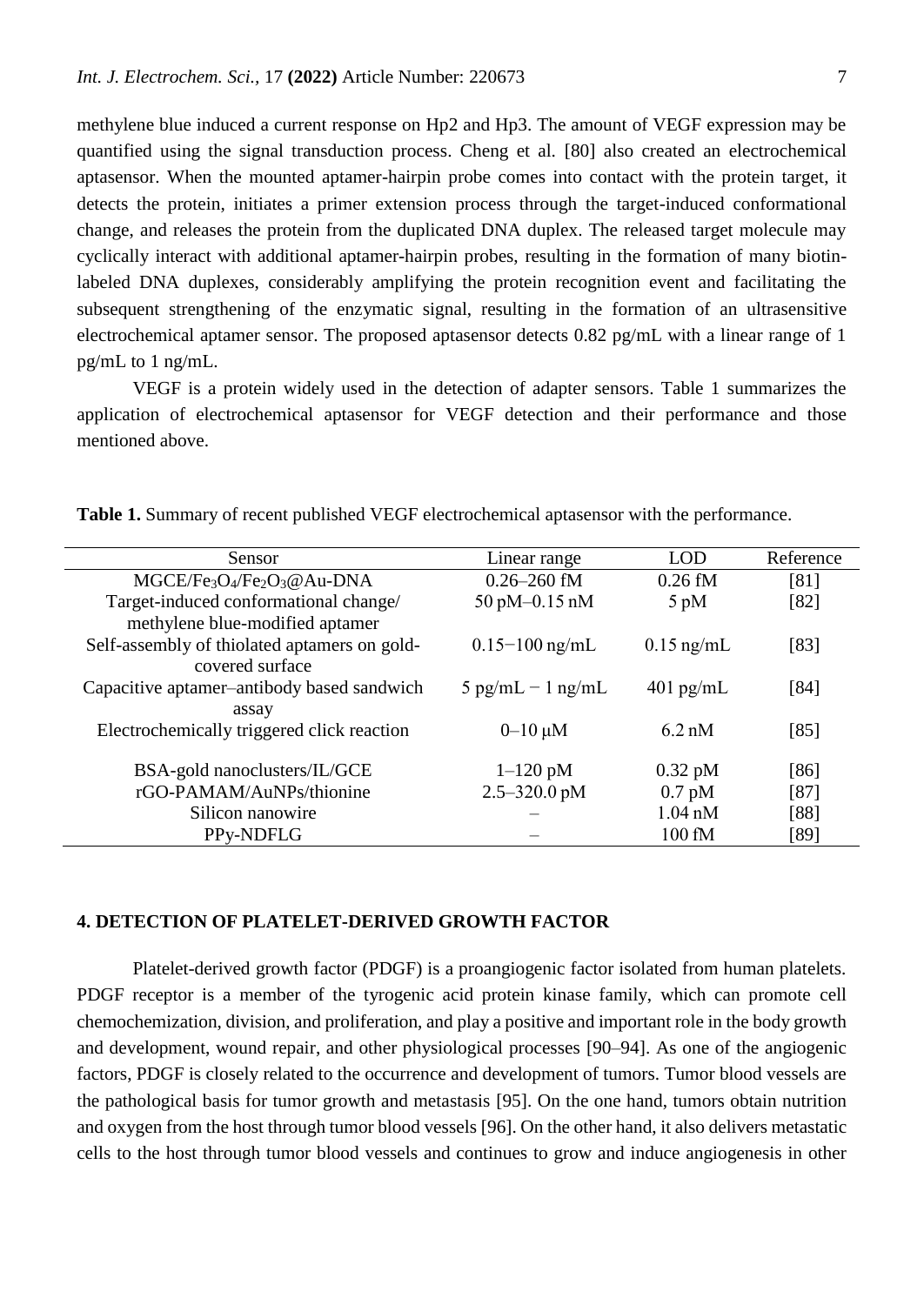methylene blue induced a current response on Hp2 and Hp3. The amount of VEGF expression may be quantified using the signal transduction process. Cheng et al. [80] also created an electrochemical aptasensor. When the mounted aptamer-hairpin probe comes into contact with the protein target, it detects the protein, initiates a primer extension process through the target-induced conformational change, and releases the protein from the duplicated DNA duplex. The released target molecule may cyclically interact with additional aptamer-hairpin probes, resulting in the formation of many biotin-labeled DNA duplexes, considerably amplifying the protein recognition event and facilitating the subsequent strengthening of the enzymatic signal, resulting in the formation of an ultrasensitive electrochemical aptamer sensor. The proposed aptasensor detects 0.82 pg/mL with a linear range of 1 pg/mL to 1 ng/mL.

VEGF is a protein widely used in the detection of adapter sensors. Table 1 summarizes the application of electrochemical aptasensor for VEGF detection and their performance and those mentioned above.

**Table 1.** Summary of recent published VEGF electrochemical aptasensor with the performance.

| Sensor | Linear range | LOD | Reference |
|---|---|---|---|
| MGCE/$Fe_3O_4$/$Fe_2O_3$@Au-DNA | 0.26–260 fM | 0.26 fM | [81] |
| Target-induced conformational change/ methylene blue-modified aptamer | 50 pM–0.15 nM | 5 pM | [82] |
| Self-assembly of thiolated aptamers on gold-covered surface | 0.15−100 ng/mL | 0.15 ng/mL | [83] |
| Capacitive aptamer–antibody based sandwich assay | 5 pg/mL − 1 ng/mL | 401 pg/mL | [84] |
| Electrochemically triggered click reaction | 0–10 μM | 6.2 nM | [85] |
| BSA-gold nanoclusters/IL/GCE | 1–120 pM | 0.32 pM | [86] |
| rGO-PAMAM/AuNPs/thionine | 2.5–320.0 pM | 0.7 pM | [87] |
| Silicon nanowire | – | 1.04 nM | [88] |
| PPy-NDFLG | – | 100 fM | [89] |

## 4. DETECTION OF PLATELET-DERIVED GROWTH FACTOR

Platelet-derived growth factor (PDGF) is a proangiogenic factor isolated from human platelets. PDGF receptor is a member of the tyrogenic acid protein kinase family, which can promote cell chemochemization, division, and proliferation, and play a positive and important role in the body growth and development, wound repair, and other physiological processes [90–94]. As one of the angiogenic factors, PDGF is closely related to the occurrence and development of tumors. Tumor blood vessels are the pathological basis for tumor growth and metastasis [95]. On the one hand, tumors obtain nutrition and oxygen from the host through tumor blood vessels [96]. On the other hand, it also delivers metastatic cells to the host through tumor blood vessels and continues to grow and induce angiogenesis in other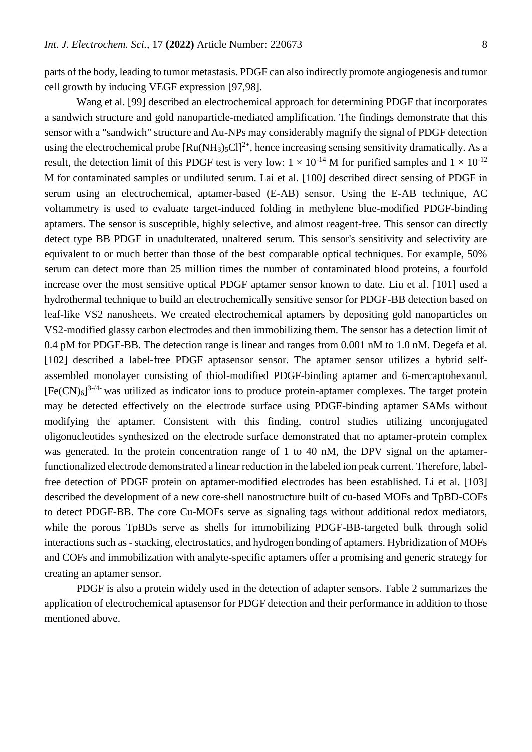parts of the body, leading to tumor metastasis. PDGF can also indirectly promote angiogenesis and tumor cell growth by inducing VEGF expression [97,98].

Wang et al. [99] described an electrochemical approach for determining PDGF that incorporates a sandwich structure and gold nanoparticle-mediated amplification. The findings demonstrate that this sensor with a "sandwich" structure and Au-NPs may considerably magnify the signal of PDGF detection using the electrochemical probe $[Ru(NH_3)_5Cl]^{2+}$, hence increasing sensing sensitivity dramatically. As a result, the detection limit of this PDGF test is very low: $1 \times 10^{-14}$ M for purified samples and $1 \times 10^{-12}$ M for contaminated samples or undiluted serum. Lai et al. [100] described direct sensing of PDGF in serum using an electrochemical, aptamer-based (E-AB) sensor. Using the E-AB technique, AC voltammetry is used to evaluate target-induced folding in methylene blue-modified PDGF-binding aptamers. The sensor is susceptible, highly selective, and almost reagent-free. This sensor can directly detect type BB PDGF in unadulterated, unaltered serum. This sensor's sensitivity and selectivity are equivalent to or much better than those of the best comparable optical techniques. For example, 50% serum can detect more than 25 million times the number of contaminated blood proteins, a fourfold increase over the most sensitive optical PDGF aptamer sensor known to date. Liu et al. [101] used a hydrothermal technique to build an electrochemically sensitive sensor for PDGF-BB detection based on leaf-like VS2 nanosheets. We created electrochemical aptamers by depositing gold nanoparticles on VS2-modified glassy carbon electrodes and then immobilizing them. The sensor has a detection limit of 0.4 pM for PDGF-BB. The detection range is linear and ranges from 0.001 nM to 1.0 nM. Degefa et al. [102] described a label-free PDGF aptasensor sensor. The aptamer sensor utilizes a hybrid self-assembled monolayer consisting of thiol-modified PDGF-binding aptamer and 6-mercaptohexanol. $[Fe(CN)_6]^{3-/4-}$ was utilized as indicator ions to produce protein-aptamer complexes. The target protein may be detected effectively on the electrode surface using PDGF-binding aptamer SAMs without modifying the aptamer. Consistent with this finding, control studies utilizing unconjugated oligonucleotides synthesized on the electrode surface demonstrated that no aptamer-protein complex was generated. In the protein concentration range of 1 to 40 nM, the DPV signal on the aptamer-functionalized electrode demonstrated a linear reduction in the labeled ion peak current. Therefore, label-free detection of PDGF protein on aptamer-modified electrodes has been established. Li et al. [103] described the development of a new core-shell nanostructure built of cu-based MOFs and TpBD-COFs to detect PDGF-BB. The core Cu-MOFs serve as signaling tags without additional redox mediators, while the porous TpBDs serve as shells for immobilizing PDGF-BB-targeted bulk through solid interactions such as - stacking, electrostatics, and hydrogen bonding of aptamers. Hybridization of MOFs and COFs and immobilization with analyte-specific aptamers offer a promising and generic strategy for creating an aptamer sensor.

PDGF is also a protein widely used in the detection of adapter sensors. Table 2 summarizes the application of electrochemical aptasensor for PDGF detection and their performance in addition to those mentioned above.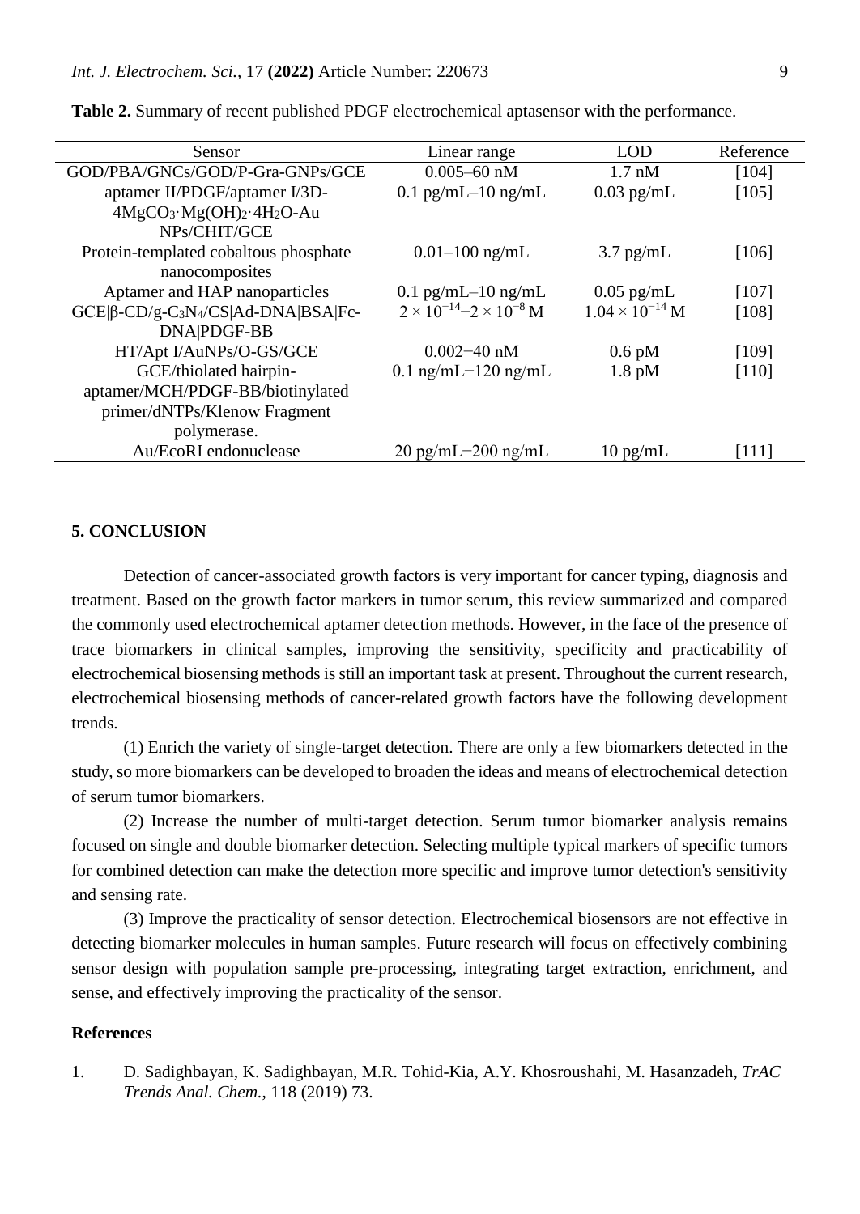**Table 2.** Summary of recent published PDGF electrochemical aptasensor with the performance.

| Sensor | Linear range | LOD | Reference |
|---|---|---|---|
| GOD/PBA/GNCs/GOD/P-Gra-GNPs/GCE | 0.005–60 nM | 1.7 nM | [104] |
| aptamer II/PDGF/aptamer I/3D-$4MgCO_3 \cdot Mg(OH)_2 \cdot 4H_2O$-Au NPs/CHIT/GCE | 0.1 pg/mL–10 ng/mL | 0.03 pg/mL | [105] |
| Protein-templated cobaltous phosphate nanocomposites | 0.01–100 ng/mL | 3.7 pg/mL | [106] |
| Aptamer and HAP nanoparticles | 0.1 pg/mL–10 ng/mL | 0.05 pg/mL | [107] |
| GCE\|β-CD/g-$C_3N_4$/CS\|Ad-DNA\|BSA\|Fc-DNA\|PDGF-BB | $2 \times 10^{-14}$–$2 \times 10^{-8}$ M | $1.04 \times 10^{-14}$ M | [108] |
| HT/Apt I/AuNPs/O-GS/GCE | 0.002−40 nM | 0.6 pM | [109] |
| GCE/thiolated hairpin-aptamer/MCH/PDGF-BB/biotinylated primer/dNTPs/Klenow Fragment polymerase. | 0.1 ng/mL−120 ng/mL | 1.8 pM | [110] |
| Au/EcoRI endonuclease | 20 pg/mL−200 ng/mL | 10 pg/mL | [111] |

## 5. CONCLUSION

Detection of cancer-associated growth factors is very important for cancer typing, diagnosis and treatment. Based on the growth factor markers in tumor serum, this review summarized and compared the commonly used electrochemical aptamer detection methods. However, in the face of the presence of trace biomarkers in clinical samples, improving the sensitivity, specificity and practicability of electrochemical biosensing methods is still an important task at present. Throughout the current research, electrochemical biosensing methods of cancer-related growth factors have the following development trends.

(1) Enrich the variety of single-target detection. There are only a few biomarkers detected in the study, so more biomarkers can be developed to broaden the ideas and means of electrochemical detection of serum tumor biomarkers.

(2) Increase the number of multi-target detection. Serum tumor biomarker analysis remains focused on single and double biomarker detection. Selecting multiple typical markers of specific tumors for combined detection can make the detection more specific and improve tumor detection's sensitivity and sensing rate.

(3) Improve the practicality of sensor detection. Electrochemical biosensors are not effective in detecting biomarker molecules in human samples. Future research will focus on effectively combining sensor design with population sample pre-processing, integrating target extraction, enrichment, and sense, and effectively improving the practicality of the sensor.

## References

1. D. Sadighbayan, K. Sadighbayan, M.R. Tohid-Kia, A.Y. Khosroushahi, M. Hasanzadeh, *TrAC Trends Anal. Chem.*, 118 (2019) 73.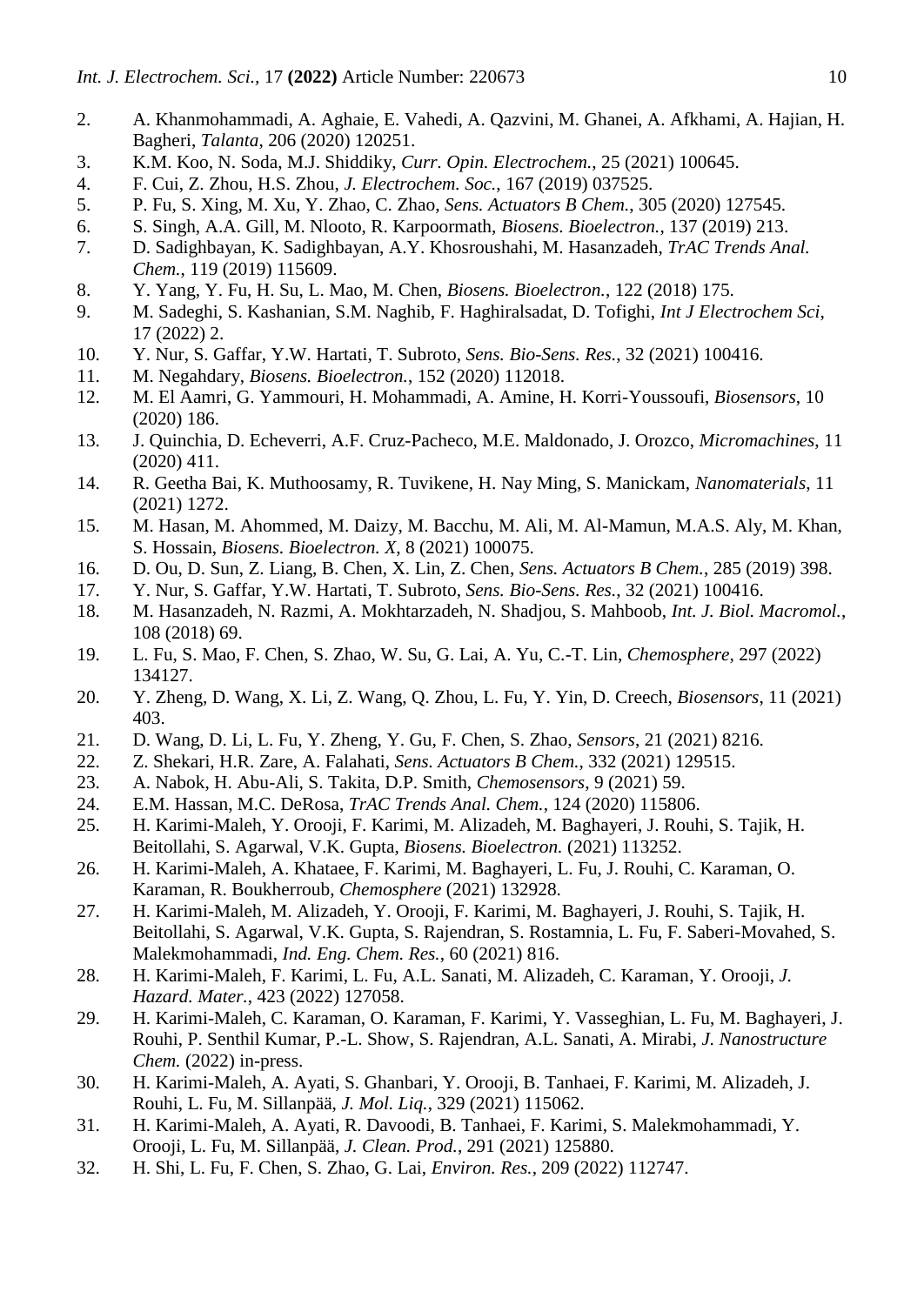2. A. Khanmohammadi, A. Aghaie, E. Vahedi, A. Qazvini, M. Ghanei, A. Afkhami, A. Hajian, H. Bagheri, *Talanta*, 206 (2020) 120251.
3. K.M. Koo, N. Soda, M.J. Shiddiky, *Curr. Opin. Electrochem.*, 25 (2021) 100645.
4. F. Cui, Z. Zhou, H.S. Zhou, *J. Electrochem. Soc.*, 167 (2019) 037525.
5. P. Fu, S. Xing, M. Xu, Y. Zhao, C. Zhao, *Sens. Actuators B Chem.*, 305 (2020) 127545.
6. S. Singh, A.A. Gill, M. Nlooto, R. Karpoormath, *Biosens. Bioelectron.*, 137 (2019) 213.
7. D. Sadighbayan, K. Sadighbayan, A.Y. Khosroushahi, M. Hasanzadeh, *TrAC Trends Anal. Chem.*, 119 (2019) 115609.
8. Y. Yang, Y. Fu, H. Su, L. Mao, M. Chen, *Biosens. Bioelectron.*, 122 (2018) 175.
9. M. Sadeghi, S. Kashanian, S.M. Naghib, F. Haghiralsadat, D. Tofighi, *Int J Electrochem Sci*, 17 (2022) 2.
10. Y. Nur, S. Gaffar, Y.W. Hartati, T. Subroto, *Sens. Bio-Sens. Res.*, 32 (2021) 100416.
11. M. Negahdary, *Biosens. Bioelectron.*, 152 (2020) 112018.
12. M. El Aamri, G. Yammouri, H. Mohammadi, A. Amine, H. Korri-Youssoufi, *Biosensors*, 10 (2020) 186.
13. J. Quinchia, D. Echeverri, A.F. Cruz-Pacheco, M.E. Maldonado, J. Orozco, *Micromachines*, 11 (2020) 411.
14. R. Geetha Bai, K. Muthoosamy, R. Tuvikene, H. Nay Ming, S. Manickam, *Nanomaterials*, 11 (2021) 1272.
15. M. Hasan, M. Ahommed, M. Daizy, M. Bacchu, M. Ali, M. Al-Mamun, M.A.S. Aly, M. Khan, S. Hossain, *Biosens. Bioelectron. X*, 8 (2021) 100075.
16. D. Ou, D. Sun, Z. Liang, B. Chen, X. Lin, Z. Chen, *Sens. Actuators B Chem.*, 285 (2019) 398.
17. Y. Nur, S. Gaffar, Y.W. Hartati, T. Subroto, *Sens. Bio-Sens. Res.*, 32 (2021) 100416.
18. M. Hasanzadeh, N. Razmi, A. Mokhtarzadeh, N. Shadjou, S. Mahboob, *Int. J. Biol. Macromol.*, 108 (2018) 69.
19. L. Fu, S. Mao, F. Chen, S. Zhao, W. Su, G. Lai, A. Yu, C.-T. Lin, *Chemosphere*, 297 (2022) 134127.
20. Y. Zheng, D. Wang, X. Li, Z. Wang, Q. Zhou, L. Fu, Y. Yin, D. Creech, *Biosensors*, 11 (2021) 403.
21. D. Wang, D. Li, L. Fu, Y. Zheng, Y. Gu, F. Chen, S. Zhao, *Sensors*, 21 (2021) 8216.
22. Z. Shekari, H.R. Zare, A. Falahati, *Sens. Actuators B Chem.*, 332 (2021) 129515.
23. A. Nabok, H. Abu-Ali, S. Takita, D.P. Smith, *Chemosensors*, 9 (2021) 59.
24. E.M. Hassan, M.C. DeRosa, *TrAC Trends Anal. Chem.*, 124 (2020) 115806.
25. H. Karimi-Maleh, Y. Orooji, F. Karimi, M. Alizadeh, M. Baghayeri, J. Rouhi, S. Tajik, H. Beitollahi, S. Agarwal, V.K. Gupta, *Biosens. Bioelectron.* (2021) 113252.
26. H. Karimi-Maleh, A. Khataee, F. Karimi, M. Baghayeri, L. Fu, J. Rouhi, C. Karaman, O. Karaman, R. Boukherroub, *Chemosphere* (2021) 132928.
27. H. Karimi-Maleh, M. Alizadeh, Y. Orooji, F. Karimi, M. Baghayeri, J. Rouhi, S. Tajik, H. Beitollahi, S. Agarwal, V.K. Gupta, S. Rajendran, S. Rostamnia, L. Fu, F. Saberi-Movahed, S. Malekmohammadi, *Ind. Eng. Chem. Res.*, 60 (2021) 816.
28. H. Karimi-Maleh, F. Karimi, L. Fu, A.L. Sanati, M. Alizadeh, C. Karaman, Y. Orooji, *J. Hazard. Mater.*, 423 (2022) 127058.
29. H. Karimi-Maleh, C. Karaman, O. Karaman, F. Karimi, Y. Vasseghian, L. Fu, M. Baghayeri, J. Rouhi, P. Senthil Kumar, P.-L. Show, S. Rajendran, A.L. Sanati, A. Mirabi, *J. Nanostructure Chem.* (2022) in-press.
30. H. Karimi-Maleh, A. Ayati, S. Ghanbari, Y. Orooji, B. Tanhaei, F. Karimi, M. Alizadeh, J. Rouhi, L. Fu, M. Sillanpää, *J. Mol. Liq.*, 329 (2021) 115062.
31. H. Karimi-Maleh, A. Ayati, R. Davoodi, B. Tanhaei, F. Karimi, S. Malekmohammadi, Y. Orooji, L. Fu, M. Sillanpää, *J. Clean. Prod.*, 291 (2021) 125880.
32. H. Shi, L. Fu, F. Chen, S. Zhao, G. Lai, *Environ. Res.*, 209 (2022) 112747.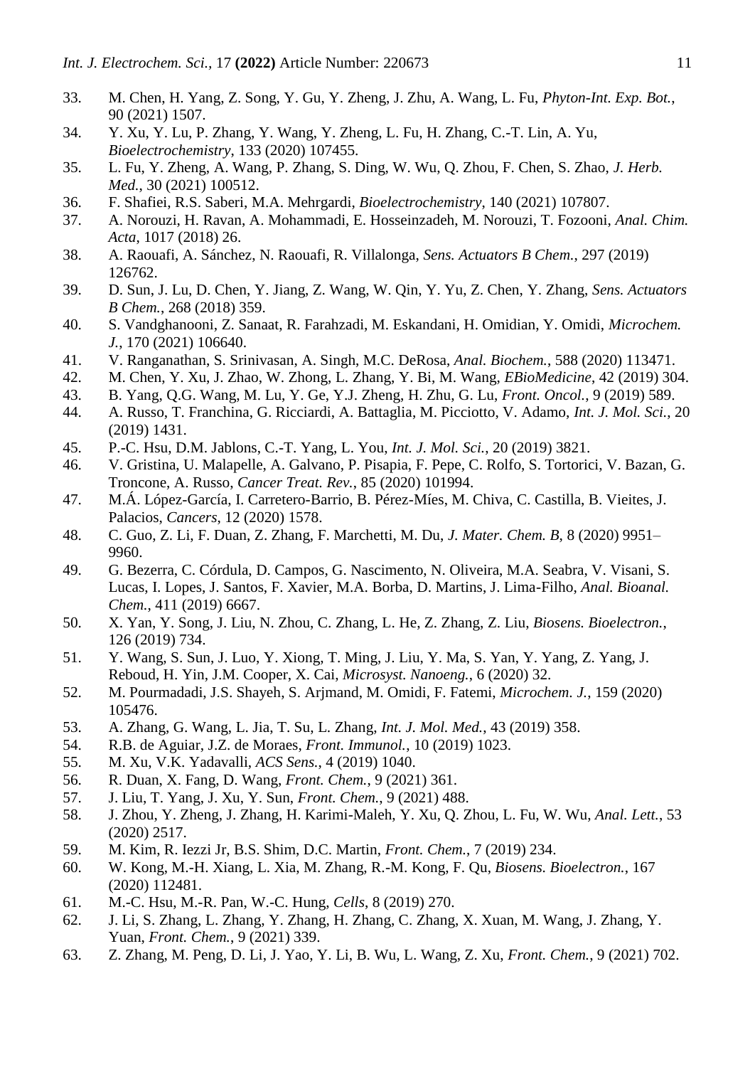33. M. Chen, H. Yang, Z. Song, Y. Gu, Y. Zheng, J. Zhu, A. Wang, L. Fu, *Phyton-Int. Exp. Bot.*, 90 (2021) 1507.
34. Y. Xu, Y. Lu, P. Zhang, Y. Wang, Y. Zheng, L. Fu, H. Zhang, C.-T. Lin, A. Yu, *Bioelectrochemistry*, 133 (2020) 107455.
35. L. Fu, Y. Zheng, A. Wang, P. Zhang, S. Ding, W. Wu, Q. Zhou, F. Chen, S. Zhao, *J. Herb. Med.*, 30 (2021) 100512.
36. F. Shafiei, R.S. Saberi, M.A. Mehrgardi, *Bioelectrochemistry*, 140 (2021) 107807.
37. A. Norouzi, H. Ravan, A. Mohammadi, E. Hosseinzadeh, M. Norouzi, T. Fozooni, *Anal. Chim. Acta*, 1017 (2018) 26.
38. A. Raouafi, A. Sánchez, N. Raouafi, R. Villalonga, *Sens. Actuators B Chem.*, 297 (2019) 126762.
39. D. Sun, J. Lu, D. Chen, Y. Jiang, Z. Wang, W. Qin, Y. Yu, Z. Chen, Y. Zhang, *Sens. Actuators B Chem.*, 268 (2018) 359.
40. S. Vandghanooni, Z. Sanaat, R. Farahzadi, M. Eskandani, H. Omidian, Y. Omidi, *Microchem. J.*, 170 (2021) 106640.
41. V. Ranganathan, S. Srinivasan, A. Singh, M.C. DeRosa, *Anal. Biochem.*, 588 (2020) 113471.
42. M. Chen, Y. Xu, J. Zhao, W. Zhong, L. Zhang, Y. Bi, M. Wang, *EBioMedicine*, 42 (2019) 304.
43. B. Yang, Q.G. Wang, M. Lu, Y. Ge, Y.J. Zheng, H. Zhu, G. Lu, *Front. Oncol.*, 9 (2019) 589.
44. A. Russo, T. Franchina, G. Ricciardi, A. Battaglia, M. Picciotto, V. Adamo, *Int. J. Mol. Sci.*, 20 (2019) 1431.
45. P.-C. Hsu, D.M. Jablons, C.-T. Yang, L. You, *Int. J. Mol. Sci.*, 20 (2019) 3821.
46. V. Gristina, U. Malapelle, A. Galvano, P. Pisapia, F. Pepe, C. Rolfo, S. Tortorici, V. Bazan, G. Troncone, A. Russo, *Cancer Treat. Rev.*, 85 (2020) 101994.
47. M.Á. López-García, I. Carretero-Barrio, B. Pérez-Míes, M. Chiva, C. Castilla, B. Vieites, J. Palacios, *Cancers*, 12 (2020) 1578.
48. C. Guo, Z. Li, F. Duan, Z. Zhang, F. Marchetti, M. Du, *J. Mater. Chem. B*, 8 (2020) 9951–9960.
49. G. Bezerra, C. Córdula, D. Campos, G. Nascimento, N. Oliveira, M.A. Seabra, V. Visani, S. Lucas, I. Lopes, J. Santos, F. Xavier, M.A. Borba, D. Martins, J. Lima-Filho, *Anal. Bioanal. Chem.*, 411 (2019) 6667.
50. X. Yan, Y. Song, J. Liu, N. Zhou, C. Zhang, L. He, Z. Zhang, Z. Liu, *Biosens. Bioelectron.*, 126 (2019) 734.
51. Y. Wang, S. Sun, J. Luo, Y. Xiong, T. Ming, J. Liu, Y. Ma, S. Yan, Y. Yang, Z. Yang, J. Reboud, H. Yin, J.M. Cooper, X. Cai, *Microsyst. Nanoeng.*, 6 (2020) 32.
52. M. Pourmadadi, J.S. Shayeh, S. Arjmand, M. Omidi, F. Fatemi, *Microchem. J.*, 159 (2020) 105476.
53. A. Zhang, G. Wang, L. Jia, T. Su, L. Zhang, *Int. J. Mol. Med.*, 43 (2019) 358.
54. R.B. de Aguiar, J.Z. de Moraes, *Front. Immunol.*, 10 (2019) 1023.
55. M. Xu, V.K. Yadavalli, *ACS Sens.*, 4 (2019) 1040.
56. R. Duan, X. Fang, D. Wang, *Front. Chem.*, 9 (2021) 361.
57. J. Liu, T. Yang, J. Xu, Y. Sun, *Front. Chem.*, 9 (2021) 488.
58. J. Zhou, Y. Zheng, J. Zhang, H. Karimi-Maleh, Y. Xu, Q. Zhou, L. Fu, W. Wu, *Anal. Lett.*, 53 (2020) 2517.
59. M. Kim, R. Iezzi Jr, B.S. Shim, D.C. Martin, *Front. Chem.*, 7 (2019) 234.
60. W. Kong, M.-H. Xiang, L. Xia, M. Zhang, R.-M. Kong, F. Qu, *Biosens. Bioelectron.*, 167 (2020) 112481.
61. M.-C. Hsu, M.-R. Pan, W.-C. Hung, *Cells*, 8 (2019) 270.
62. J. Li, S. Zhang, L. Zhang, Y. Zhang, H. Zhang, C. Zhang, X. Xuan, M. Wang, J. Zhang, Y. Yuan, *Front. Chem.*, 9 (2021) 339.
63. Z. Zhang, M. Peng, D. Li, J. Yao, Y. Li, B. Wu, L. Wang, Z. Xu, *Front. Chem.*, 9 (2021) 702.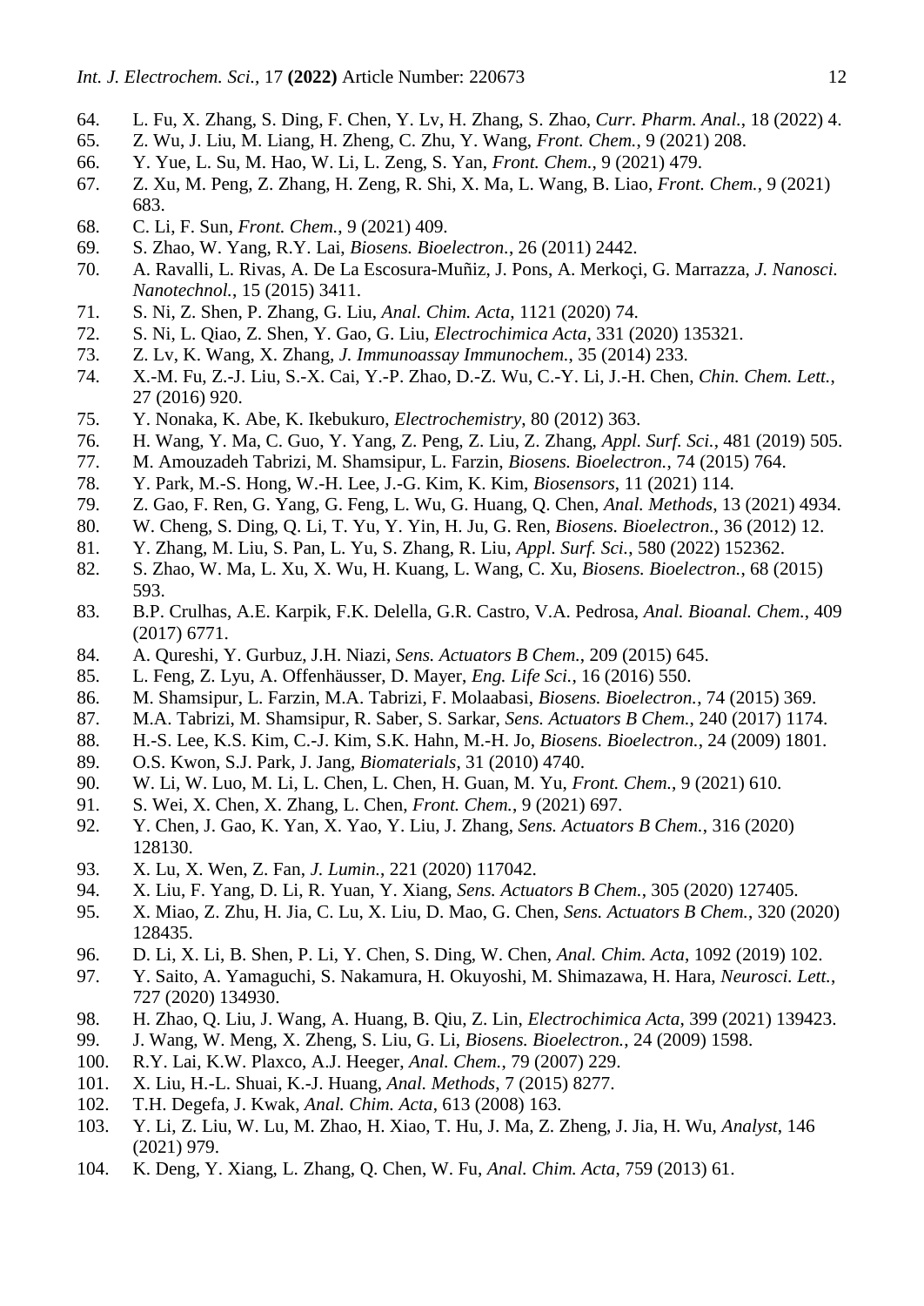64. L. Fu, X. Zhang, S. Ding, F. Chen, Y. Lv, H. Zhang, S. Zhao, *Curr. Pharm. Anal.*, 18 (2022) 4.
65. Z. Wu, J. Liu, M. Liang, H. Zheng, C. Zhu, Y. Wang, *Front. Chem.*, 9 (2021) 208.
66. Y. Yue, L. Su, M. Hao, W. Li, L. Zeng, S. Yan, *Front. Chem.*, 9 (2021) 479.
67. Z. Xu, M. Peng, Z. Zhang, H. Zeng, R. Shi, X. Ma, L. Wang, B. Liao, *Front. Chem.*, 9 (2021) 683.
68. C. Li, F. Sun, *Front. Chem.*, 9 (2021) 409.
69. S. Zhao, W. Yang, R.Y. Lai, *Biosens. Bioelectron.*, 26 (2011) 2442.
70. A. Ravalli, L. Rivas, A. De La Escosura-Muñiz, J. Pons, A. Merkoçi, G. Marrazza, *J. Nanosci. Nanotechnol.*, 15 (2015) 3411.
71. S. Ni, Z. Shen, P. Zhang, G. Liu, *Anal. Chim. Acta*, 1121 (2020) 74.
72. S. Ni, L. Qiao, Z. Shen, Y. Gao, G. Liu, *Electrochimica Acta*, 331 (2020) 135321.
73. Z. Lv, K. Wang, X. Zhang, *J. Immunoassay Immunochem.*, 35 (2014) 233.
74. X.-M. Fu, Z.-J. Liu, S.-X. Cai, Y.-P. Zhao, D.-Z. Wu, C.-Y. Li, J.-H. Chen, *Chin. Chem. Lett.*, 27 (2016) 920.
75. Y. Nonaka, K. Abe, K. Ikebukuro, *Electrochemistry*, 80 (2012) 363.
76. H. Wang, Y. Ma, C. Guo, Y. Yang, Z. Peng, Z. Liu, Z. Zhang, *Appl. Surf. Sci.*, 481 (2019) 505.
77. M. Amouzadeh Tabrizi, M. Shamsipur, L. Farzin, *Biosens. Bioelectron.*, 74 (2015) 764.
78. Y. Park, M.-S. Hong, W.-H. Lee, J.-G. Kim, K. Kim, *Biosensors*, 11 (2021) 114.
79. Z. Gao, F. Ren, G. Yang, G. Feng, L. Wu, G. Huang, Q. Chen, *Anal. Methods*, 13 (2021) 4934.
80. W. Cheng, S. Ding, Q. Li, T. Yu, Y. Yin, H. Ju, G. Ren, *Biosens. Bioelectron.*, 36 (2012) 12.
81. Y. Zhang, M. Liu, S. Pan, L. Yu, S. Zhang, R. Liu, *Appl. Surf. Sci.*, 580 (2022) 152362.
82. S. Zhao, W. Ma, L. Xu, X. Wu, H. Kuang, L. Wang, C. Xu, *Biosens. Bioelectron.*, 68 (2015) 593.
83. B.P. Crulhas, A.E. Karpik, F.K. Delella, G.R. Castro, V.A. Pedrosa, *Anal. Bioanal. Chem.*, 409 (2017) 6771.
84. A. Qureshi, Y. Gurbuz, J.H. Niazi, *Sens. Actuators B Chem.*, 209 (2015) 645.
85. L. Feng, Z. Lyu, A. Offenhäusser, D. Mayer, *Eng. Life Sci.*, 16 (2016) 550.
86. M. Shamsipur, L. Farzin, M.A. Tabrizi, F. Molaabasi, *Biosens. Bioelectron.*, 74 (2015) 369.
87. M.A. Tabrizi, M. Shamsipur, R. Saber, S. Sarkar, *Sens. Actuators B Chem.*, 240 (2017) 1174.
88. H.-S. Lee, K.S. Kim, C.-J. Kim, S.K. Hahn, M.-H. Jo, *Biosens. Bioelectron.*, 24 (2009) 1801.
89. O.S. Kwon, S.J. Park, J. Jang, *Biomaterials*, 31 (2010) 4740.
90. W. Li, W. Luo, M. Li, L. Chen, L. Chen, H. Guan, M. Yu, *Front. Chem.*, 9 (2021) 610.
91. S. Wei, X. Chen, X. Zhang, L. Chen, *Front. Chem.*, 9 (2021) 697.
92. Y. Chen, J. Gao, K. Yan, X. Yao, Y. Liu, J. Zhang, *Sens. Actuators B Chem.*, 316 (2020) 128130.
93. X. Lu, X. Wen, Z. Fan, *J. Lumin.*, 221 (2020) 117042.
94. X. Liu, F. Yang, D. Li, R. Yuan, Y. Xiang, *Sens. Actuators B Chem.*, 305 (2020) 127405.
95. X. Miao, Z. Zhu, H. Jia, C. Lu, X. Liu, D. Mao, G. Chen, *Sens. Actuators B Chem.*, 320 (2020) 128435.
96. D. Li, X. Li, B. Shen, P. Li, Y. Chen, S. Ding, W. Chen, *Anal. Chim. Acta*, 1092 (2019) 102.
97. Y. Saito, A. Yamaguchi, S. Nakamura, H. Okuyoshi, M. Shimazawa, H. Hara, *Neurosci. Lett.*, 727 (2020) 134930.
98. H. Zhao, Q. Liu, J. Wang, A. Huang, B. Qiu, Z. Lin, *Electrochimica Acta*, 399 (2021) 139423.
99. J. Wang, W. Meng, X. Zheng, S. Liu, G. Li, *Biosens. Bioelectron.*, 24 (2009) 1598.
100. R.Y. Lai, K.W. Plaxco, A.J. Heeger, *Anal. Chem.*, 79 (2007) 229.
101. X. Liu, H.-L. Shuai, K.-J. Huang, *Anal. Methods*, 7 (2015) 8277.
102. T.H. Degefa, J. Kwak, *Anal. Chim. Acta*, 613 (2008) 163.
103. Y. Li, Z. Liu, W. Lu, M. Zhao, H. Xiao, T. Hu, J. Ma, Z. Zheng, J. Jia, H. Wu, *Analyst*, 146 (2021) 979.
104. K. Deng, Y. Xiang, L. Zhang, Q. Chen, W. Fu, *Anal. Chim. Acta*, 759 (2013) 61.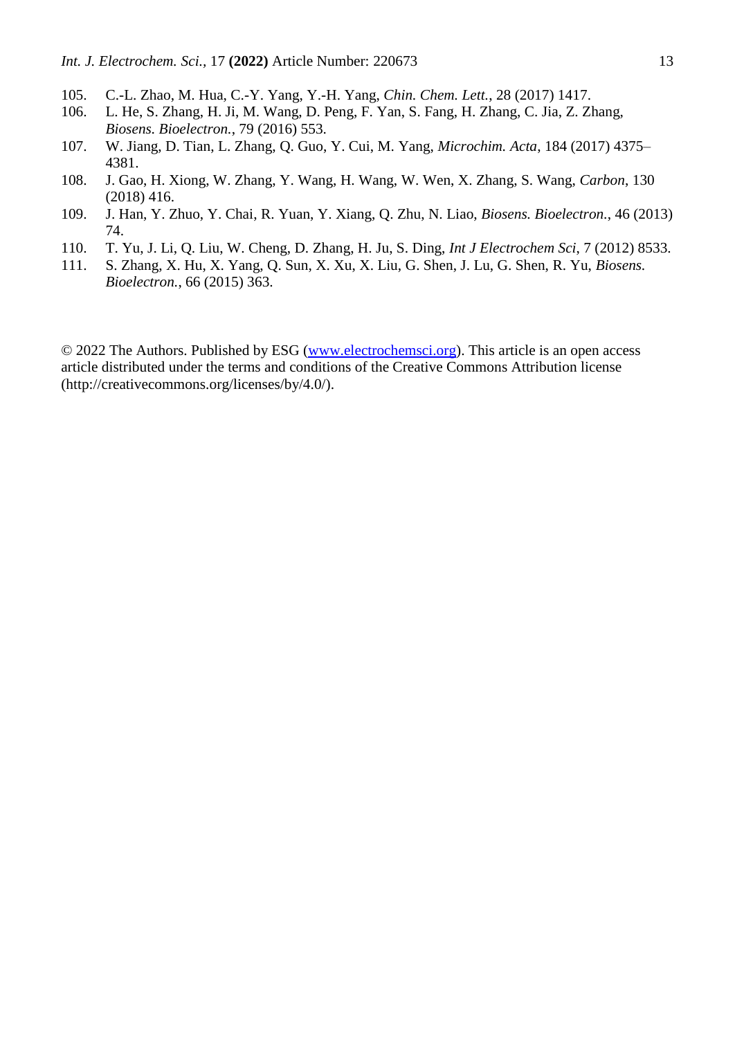105. C.-L. Zhao, M. Hua, C.-Y. Yang, Y.-H. Yang, *Chin. Chem. Lett.*, 28 (2017) 1417.
106. L. He, S. Zhang, H. Ji, M. Wang, D. Peng, F. Yan, S. Fang, H. Zhang, C. Jia, Z. Zhang, *Biosens. Bioelectron.*, 79 (2016) 553.
107. W. Jiang, D. Tian, L. Zhang, Q. Guo, Y. Cui, M. Yang, *Microchim. Acta*, 184 (2017) 4375–4381.
108. J. Gao, H. Xiong, W. Zhang, Y. Wang, H. Wang, W. Wen, X. Zhang, S. Wang, *Carbon*, 130 (2018) 416.
109. J. Han, Y. Zhuo, Y. Chai, R. Yuan, Y. Xiang, Q. Zhu, N. Liao, *Biosens. Bioelectron.*, 46 (2013) 74.
110. T. Yu, J. Li, Q. Liu, W. Cheng, D. Zhang, H. Ju, S. Ding, *Int J Electrochem Sci*, 7 (2012) 8533.
111. S. Zhang, X. Hu, X. Yang, Q. Sun, X. Xu, X. Liu, G. Shen, J. Lu, G. Shen, R. Yu, *Biosens. Bioelectron.*, 66 (2015) 363.

© 2022 The Authors. Published by ESG (www.electrochemsci.org). This article is an open access article distributed under the terms and conditions of the Creative Commons Attribution license (http://creativecommons.org/licenses/by/4.0/).